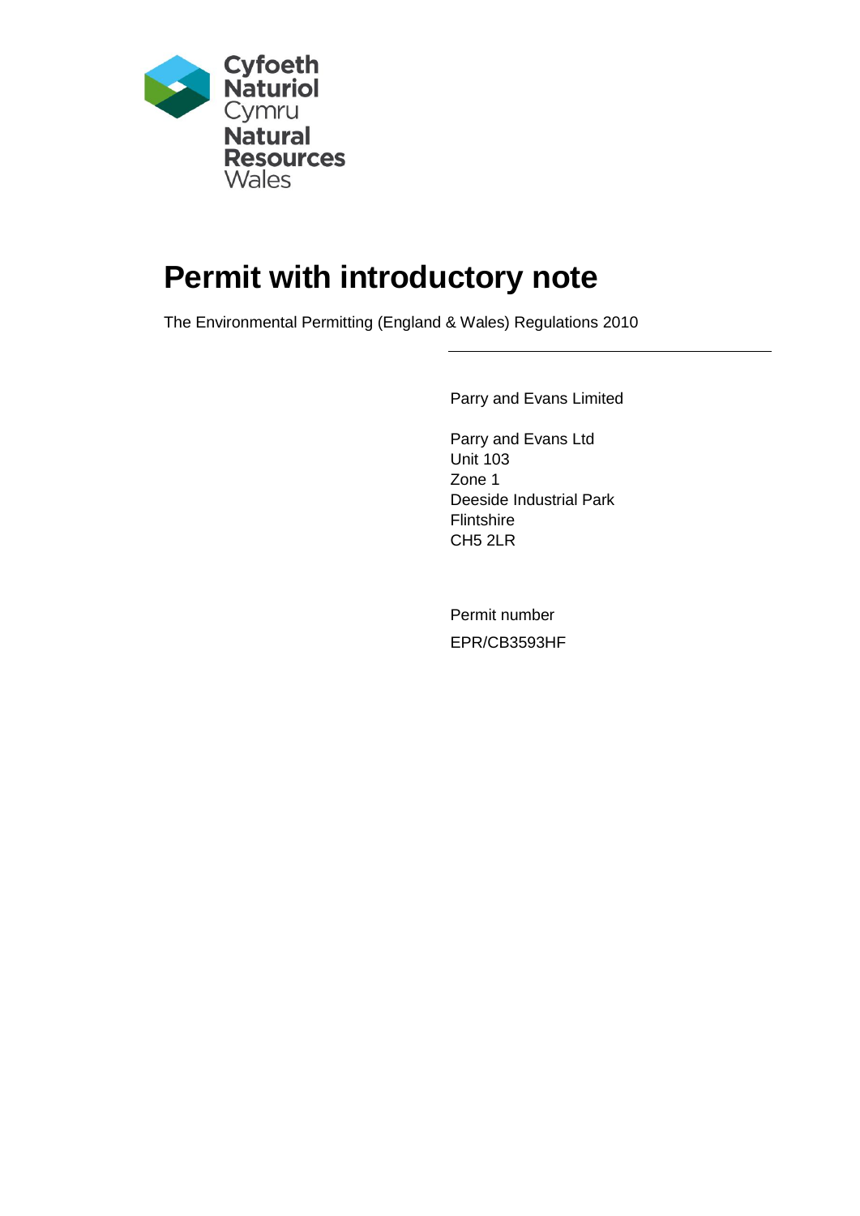Cyfoeth Naturiol Cymru
Natural Resources Wales

# Permit with introductory note

The Environmental Permitting (England & Wales) Regulations 2010

---

Parry and Evans Limited

Parry and Evans Ltd
Unit 103
Zone 1
Deeside Industrial Park
Flintshire
CH5 2LR

Permit number
EPR/CB3593HF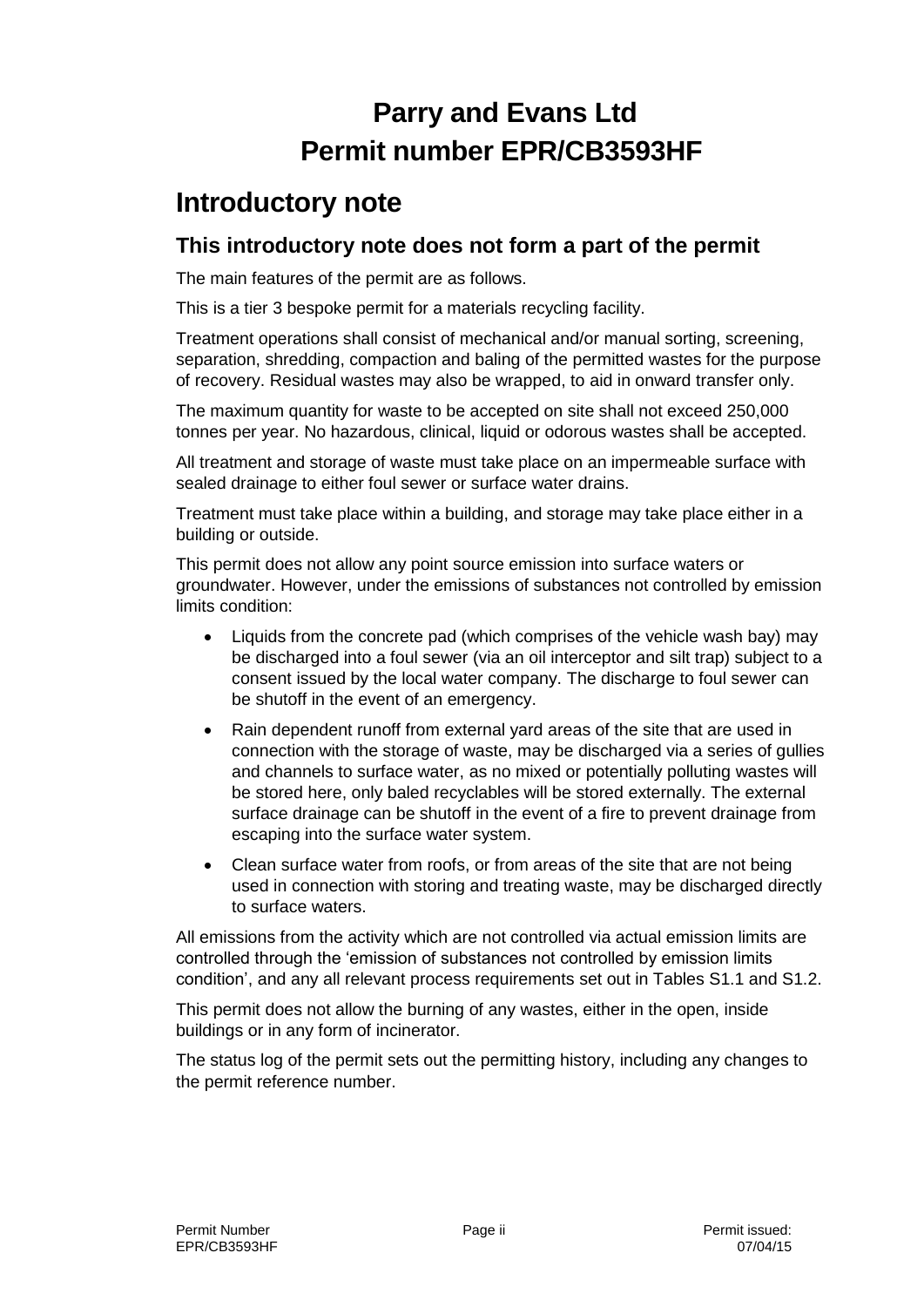# Parry and Evans Ltd
# Permit number EPR/CB3593HF

## Introductory note

### This introductory note does not form a part of the permit

The main features of the permit are as follows.

This is a tier 3 bespoke permit for a materials recycling facility.

Treatment operations shall consist of mechanical and/or manual sorting, screening, separation, shredding, compaction and baling of the permitted wastes for the purpose of recovery. Residual wastes may also be wrapped, to aid in onward transfer only.

The maximum quantity for waste to be accepted on site shall not exceed 250,000 tonnes per year. No hazardous, clinical, liquid or odorous wastes shall be accepted.

All treatment and storage of waste must take place on an impermeable surface with sealed drainage to either foul sewer or surface water drains.

Treatment must take place within a building, and storage may take place either in a building or outside.

This permit does not allow any point source emission into surface waters or groundwater. However, under the emissions of substances not controlled by emission limits condition:

- Liquids from the concrete pad (which comprises of the vehicle wash bay) may be discharged into a foul sewer (via an oil interceptor and silt trap) subject to a consent issued by the local water company. The discharge to foul sewer can be shutoff in the event of an emergency.
- Rain dependent runoff from external yard areas of the site that are used in connection with the storage of waste, may be discharged via a series of gullies and channels to surface water, as no mixed or potentially polluting wastes will be stored here, only baled recyclables will be stored externally. The external surface drainage can be shutoff in the event of a fire to prevent drainage from escaping into the surface water system.
- Clean surface water from roofs, or from areas of the site that are not being used in connection with storing and treating waste, may be discharged directly to surface waters.

All emissions from the activity which are not controlled via actual emission limits are controlled through the 'emission of substances not controlled by emission limits condition', and any all relevant process requirements set out in Tables S1.1 and S1.2.

This permit does not allow the burning of any wastes, either in the open, inside buildings or in any form of incinerator.

The status log of the permit sets out the permitting history, including any changes to the permit reference number.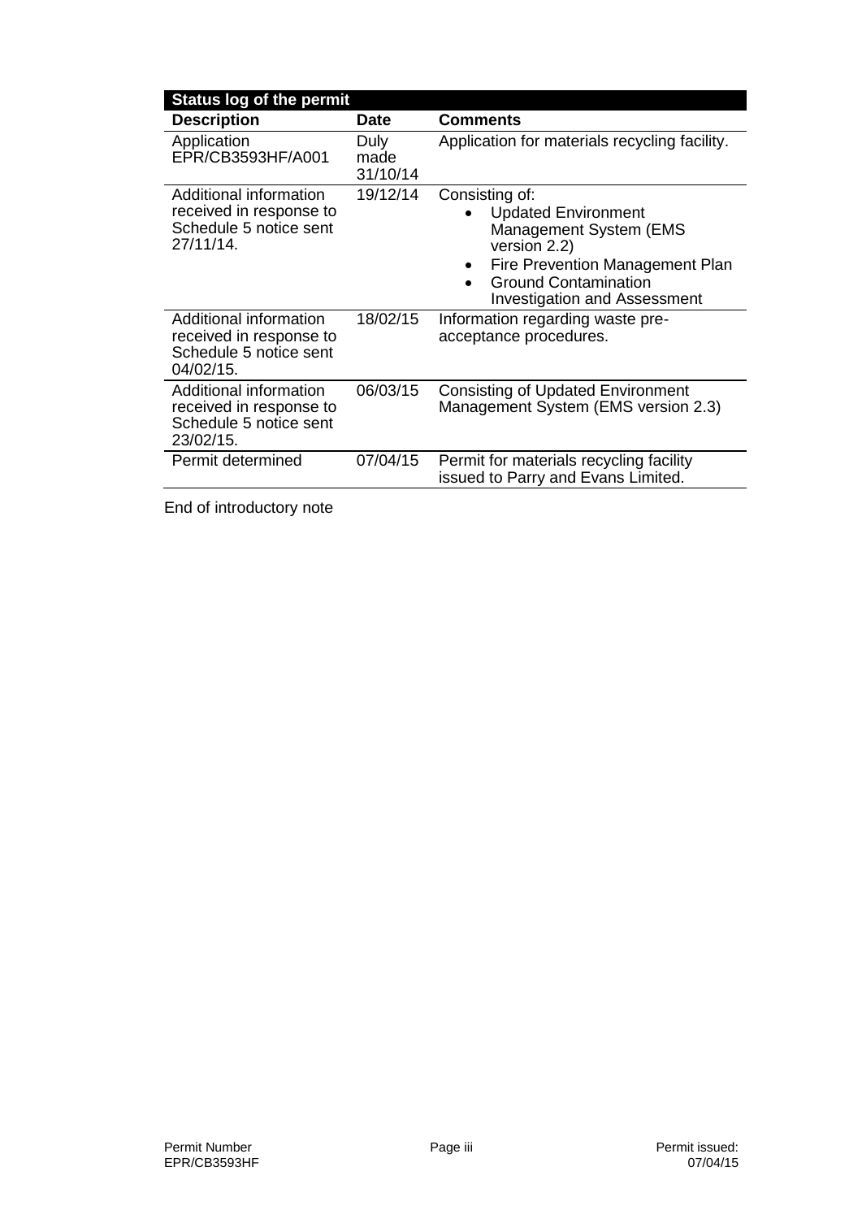| Status log of the permit | | |
|---|---|---|
| **Description** | **Date** | **Comments** |
| Application EPR/CB3593HF/A001 | Duly made 31/10/14 | Application for materials recycling facility. |
| Additional information received in response to Schedule 5 notice sent 27/11/14. | 19/12/14 | Consisting of:<br>• Updated Environment Management System (EMS version 2.2)<br>• Fire Prevention Management Plan<br>• Ground Contamination Investigation and Assessment |
| Additional information received in response to Schedule 5 notice sent 04/02/15. | 18/02/15 | Information regarding waste pre-acceptance procedures. |
| Additional information received in response to Schedule 5 notice sent 23/02/15. | 06/03/15 | Consisting of Updated Environment Management System (EMS version 2.3) |
| Permit determined | 07/04/15 | Permit for materials recycling facility issued to Parry and Evans Limited. |

End of introductory note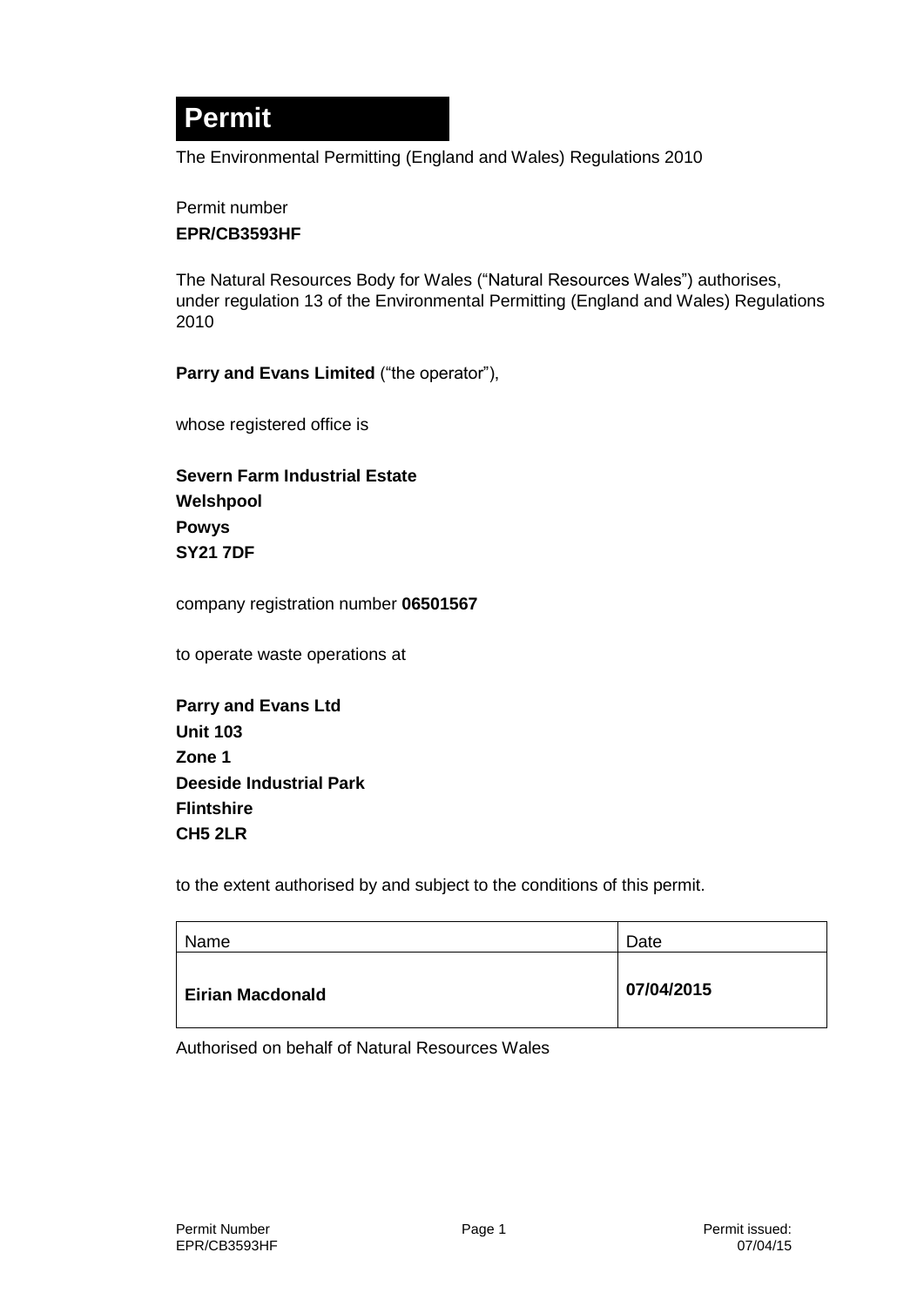# Permit

The Environmental Permitting (England and Wales) Regulations 2010

Permit number

**EPR/CB3593HF**

The Natural Resources Body for Wales ("Natural Resources Wales") authorises, under regulation 13 of the Environmental Permitting (England and Wales) Regulations 2010

**Parry and Evans Limited** ("the operator"),

whose registered office is

**Severn Farm Industrial Estate**
**Welshpool**
**Powys**
**SY21 7DF**

company registration number **06501567**

to operate waste operations at

**Parry and Evans Ltd**
**Unit 103**
**Zone 1**
**Deeside Industrial Park**
**Flintshire**
**CH5 2LR**

to the extent authorised by and subject to the conditions of this permit.

| Name | Date |
|---|---|
| **Eirian Macdonald** | **07/04/2015** |

Authorised on behalf of Natural Resources Wales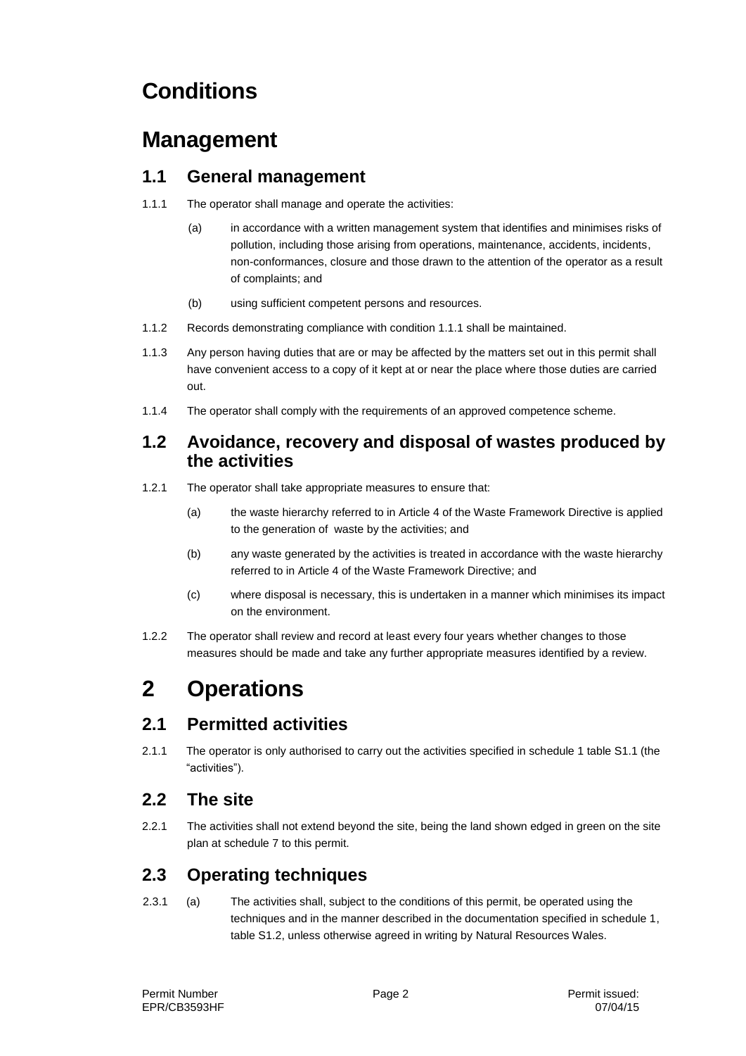# Conditions

# Management

## 1.1 General management

1.1.1 The operator shall manage and operate the activities:

(a) in accordance with a written management system that identifies and minimises risks of pollution, including those arising from operations, maintenance, accidents, incidents, non-conformances, closure and those drawn to the attention of the operator as a result of complaints; and

(b) using sufficient competent persons and resources.

1.1.2 Records demonstrating compliance with condition 1.1.1 shall be maintained.

1.1.3 Any person having duties that are or may be affected by the matters set out in this permit shall have convenient access to a copy of it kept at or near the place where those duties are carried out.

1.1.4 The operator shall comply with the requirements of an approved competence scheme.

## 1.2 Avoidance, recovery and disposal of wastes produced by the activities

1.2.1 The operator shall take appropriate measures to ensure that:

(a) the waste hierarchy referred to in Article 4 of the Waste Framework Directive is applied to the generation of waste by the activities; and

(b) any waste generated by the activities is treated in accordance with the waste hierarchy referred to in Article 4 of the Waste Framework Directive; and

(c) where disposal is necessary, this is undertaken in a manner which minimises its impact on the environment.

1.2.2 The operator shall review and record at least every four years whether changes to those measures should be made and take any further appropriate measures identified by a review.

# 2 Operations

## 2.1 Permitted activities

2.1.1 The operator is only authorised to carry out the activities specified in schedule 1 table S1.1 (the "activities").

## 2.2 The site

2.2.1 The activities shall not extend beyond the site, being the land shown edged in green on the site plan at schedule 7 to this permit.

## 2.3 Operating techniques

2.3.1 (a) The activities shall, subject to the conditions of this permit, be operated using the techniques and in the manner described in the documentation specified in schedule 1, table S1.2, unless otherwise agreed in writing by Natural Resources Wales.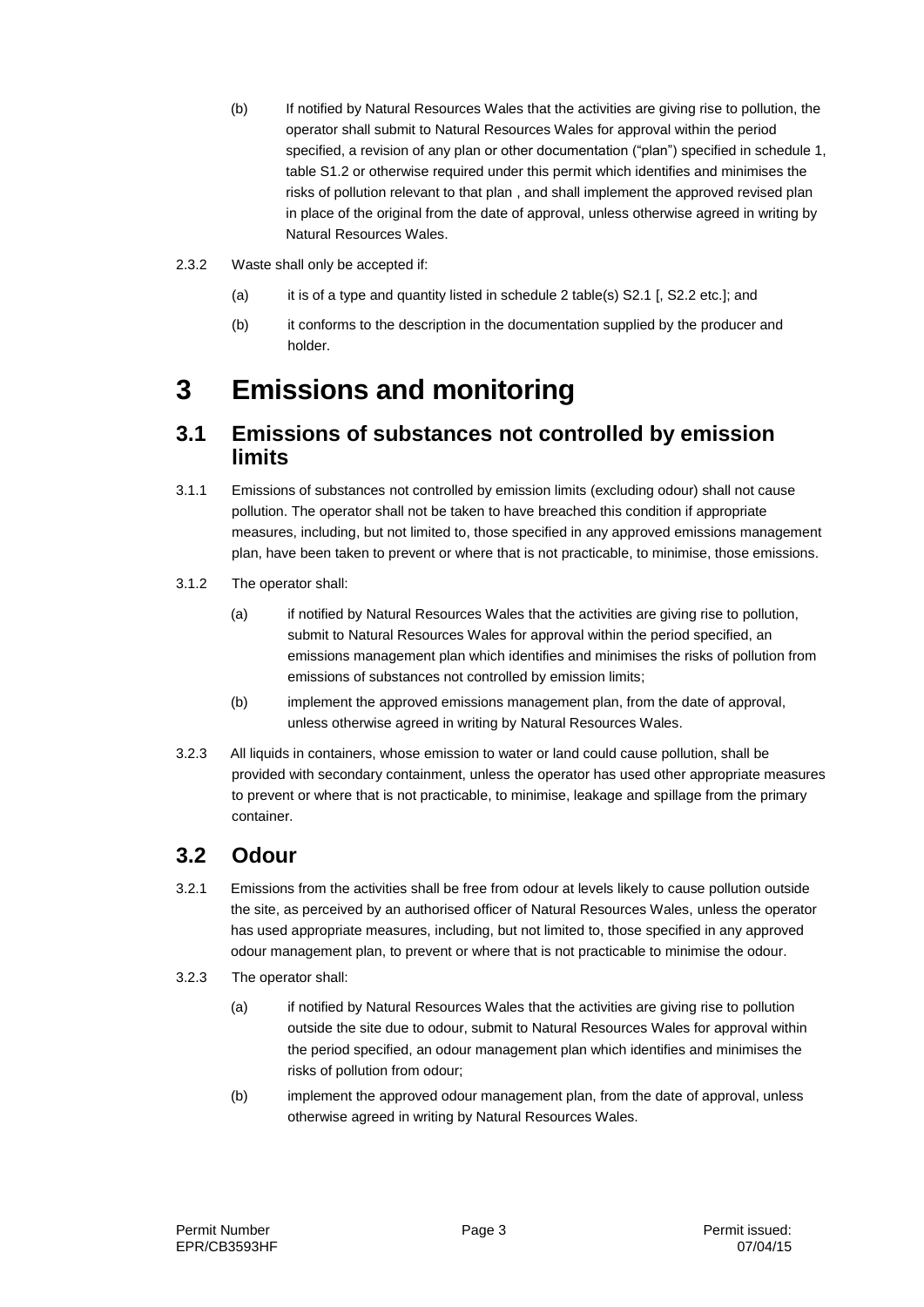(b) If notified by Natural Resources Wales that the activities are giving rise to pollution, the operator shall submit to Natural Resources Wales for approval within the period specified, a revision of any plan or other documentation ("plan") specified in schedule 1, table S1.2 or otherwise required under this permit which identifies and minimises the risks of pollution relevant to that plan , and shall implement the approved revised plan in place of the original from the date of approval, unless otherwise agreed in writing by Natural Resources Wales.

2.3.2 Waste shall only be accepted if:

(a) it is of a type and quantity listed in schedule 2 table(s) S2.1 [, S2.2 etc.]; and

(b) it conforms to the description in the documentation supplied by the producer and holder.

# 3 Emissions and monitoring

## 3.1 Emissions of substances not controlled by emission limits

3.1.1 Emissions of substances not controlled by emission limits (excluding odour) shall not cause pollution. The operator shall not be taken to have breached this condition if appropriate measures, including, but not limited to, those specified in any approved emissions management plan, have been taken to prevent or where that is not practicable, to minimise, those emissions.

3.1.2 The operator shall:

(a) if notified by Natural Resources Wales that the activities are giving rise to pollution, submit to Natural Resources Wales for approval within the period specified, an emissions management plan which identifies and minimises the risks of pollution from emissions of substances not controlled by emission limits;

(b) implement the approved emissions management plan, from the date of approval, unless otherwise agreed in writing by Natural Resources Wales.

3.2.3 All liquids in containers, whose emission to water or land could cause pollution, shall be provided with secondary containment, unless the operator has used other appropriate measures to prevent or where that is not practicable, to minimise, leakage and spillage from the primary container.

## 3.2 Odour

3.2.1 Emissions from the activities shall be free from odour at levels likely to cause pollution outside the site, as perceived by an authorised officer of Natural Resources Wales, unless the operator has used appropriate measures, including, but not limited to, those specified in any approved odour management plan, to prevent or where that is not practicable to minimise the odour.

3.2.3 The operator shall:

(a) if notified by Natural Resources Wales that the activities are giving rise to pollution outside the site due to odour, submit to Natural Resources Wales for approval within the period specified, an odour management plan which identifies and minimises the risks of pollution from odour;

(b) implement the approved odour management plan, from the date of approval, unless otherwise agreed in writing by Natural Resources Wales.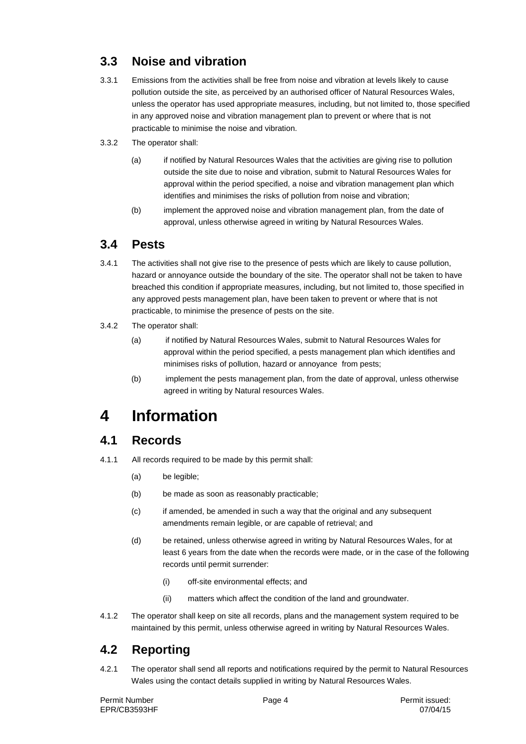## 3.3 Noise and vibration

3.3.1 Emissions from the activities shall be free from noise and vibration at levels likely to cause pollution outside the site, as perceived by an authorised officer of Natural Resources Wales, unless the operator has used appropriate measures, including, but not limited to, those specified in any approved noise and vibration management plan to prevent or where that is not practicable to minimise the noise and vibration.

3.3.2 The operator shall:

(a) if notified by Natural Resources Wales that the activities are giving rise to pollution outside the site due to noise and vibration, submit to Natural Resources Wales for approval within the period specified, a noise and vibration management plan which identifies and minimises the risks of pollution from noise and vibration;

(b) implement the approved noise and vibration management plan, from the date of approval, unless otherwise agreed in writing by Natural Resources Wales.

## 3.4 Pests

3.4.1 The activities shall not give rise to the presence of pests which are likely to cause pollution, hazard or annoyance outside the boundary of the site. The operator shall not be taken to have breached this condition if appropriate measures, including, but not limited to, those specified in any approved pests management plan, have been taken to prevent or where that is not practicable, to minimise the presence of pests on the site.

3.4.2 The operator shall:

(a) if notified by Natural Resources Wales, submit to Natural Resources Wales for approval within the period specified, a pests management plan which identifies and minimises risks of pollution, hazard or annoyance from pests;

(b) implement the pests management plan, from the date of approval, unless otherwise agreed in writing by Natural resources Wales.

# 4 Information

## 4.1 Records

4.1.1 All records required to be made by this permit shall:

(a) be legible;

(b) be made as soon as reasonably practicable;

(c) if amended, be amended in such a way that the original and any subsequent amendments remain legible, or are capable of retrieval; and

(d) be retained, unless otherwise agreed in writing by Natural Resources Wales, for at least 6 years from the date when the records were made, or in the case of the following records until permit surrender:

(i) off-site environmental effects; and

(ii) matters which affect the condition of the land and groundwater.

4.1.2 The operator shall keep on site all records, plans and the management system required to be maintained by this permit, unless otherwise agreed in writing by Natural Resources Wales.

## 4.2 Reporting

4.2.1 The operator shall send all reports and notifications required by the permit to Natural Resources Wales using the contact details supplied in writing by Natural Resources Wales.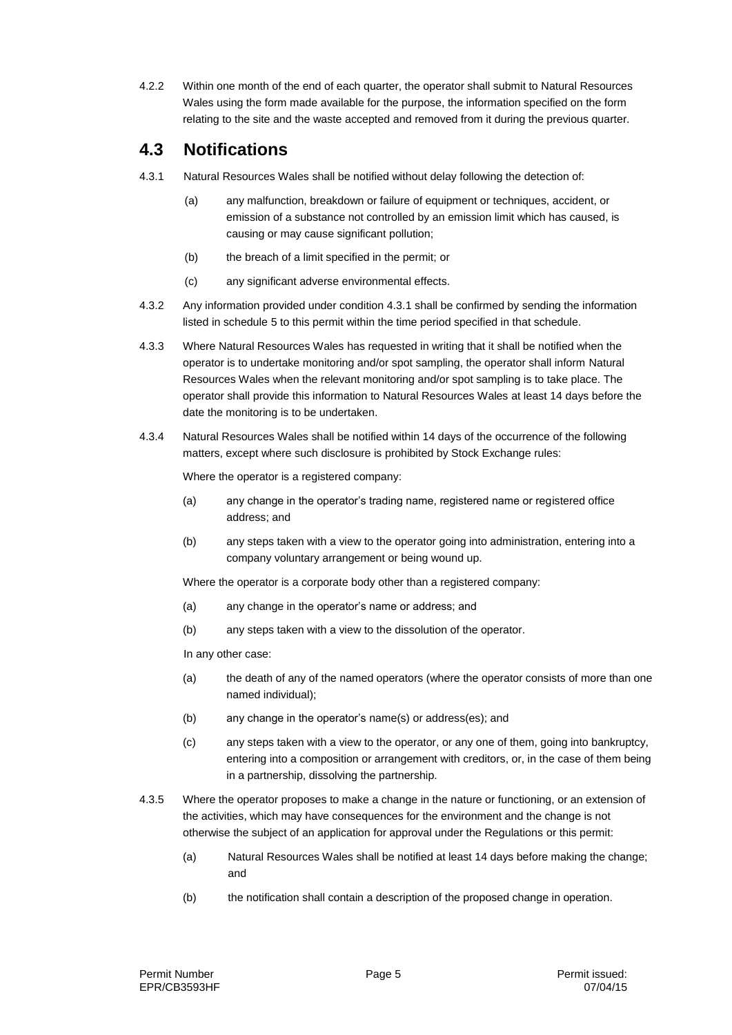4.2.2 Within one month of the end of each quarter, the operator shall submit to Natural Resources Wales using the form made available for the purpose, the information specified on the form relating to the site and the waste accepted and removed from it during the previous quarter.

## 4.3 Notifications

4.3.1 Natural Resources Wales shall be notified without delay following the detection of:

(a) any malfunction, breakdown or failure of equipment or techniques, accident, or emission of a substance not controlled by an emission limit which has caused, is causing or may cause significant pollution;

(b) the breach of a limit specified in the permit; or

(c) any significant adverse environmental effects.

4.3.2 Any information provided under condition 4.3.1 shall be confirmed by sending the information listed in schedule 5 to this permit within the time period specified in that schedule.

4.3.3 Where Natural Resources Wales has requested in writing that it shall be notified when the operator is to undertake monitoring and/or spot sampling, the operator shall inform Natural Resources Wales when the relevant monitoring and/or spot sampling is to take place. The operator shall provide this information to Natural Resources Wales at least 14 days before the date the monitoring is to be undertaken.

4.3.4 Natural Resources Wales shall be notified within 14 days of the occurrence of the following matters, except where such disclosure is prohibited by Stock Exchange rules:

Where the operator is a registered company:

(a) any change in the operator's trading name, registered name or registered office address; and

(b) any steps taken with a view to the operator going into administration, entering into a company voluntary arrangement or being wound up.

Where the operator is a corporate body other than a registered company:

(a) any change in the operator's name or address; and

(b) any steps taken with a view to the dissolution of the operator.

In any other case:

(a) the death of any of the named operators (where the operator consists of more than one named individual);

(b) any change in the operator's name(s) or address(es); and

(c) any steps taken with a view to the operator, or any one of them, going into bankruptcy, entering into a composition or arrangement with creditors, or, in the case of them being in a partnership, dissolving the partnership.

4.3.5 Where the operator proposes to make a change in the nature or functioning, or an extension of the activities, which may have consequences for the environment and the change is not otherwise the subject of an application for approval under the Regulations or this permit:

(a) Natural Resources Wales shall be notified at least 14 days before making the change; and

(b) the notification shall contain a description of the proposed change in operation.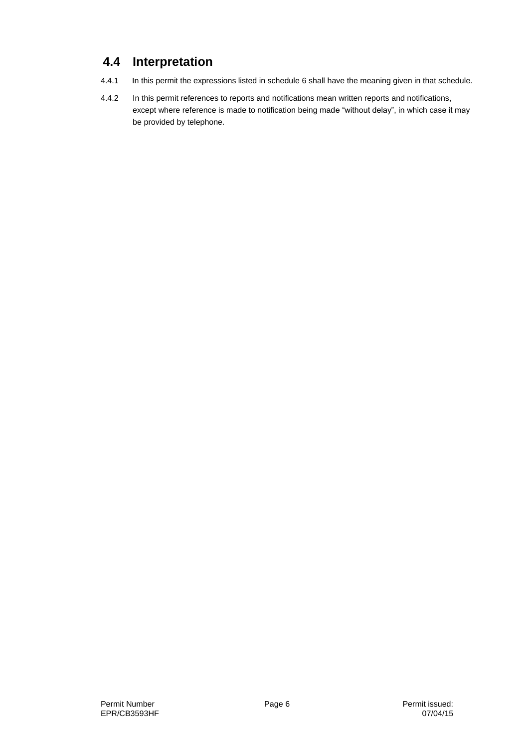## 4.4 Interpretation

4.4.1 In this permit the expressions listed in schedule 6 shall have the meaning given in that schedule.

4.4.2 In this permit references to reports and notifications mean written reports and notifications, except where reference is made to notification being made "without delay", in which case it may be provided by telephone.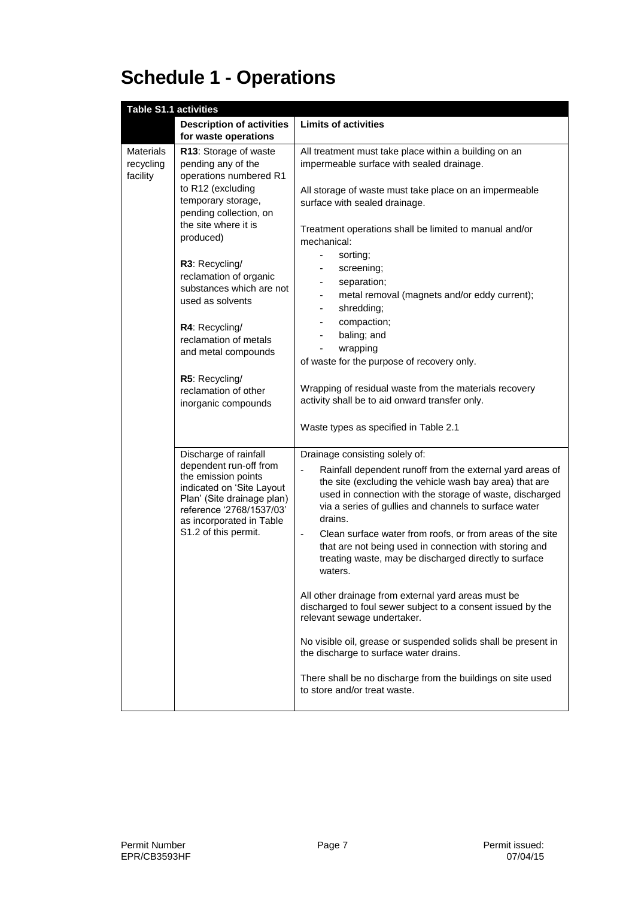# Schedule 1 - Operations

| Table S1.1 activities | | |
|---|---|---|
| | **Description of activities for waste operations** | **Limits of activities** |
| Materials recycling facility | **R13**: Storage of waste pending any of the operations numbered R1 to R12 (excluding temporary storage, pending collection, on the site where it is produced)<br><br>**R3**: Recycling/ reclamation of organic substances which are not used as solvents<br><br>**R4**: Recycling/ reclamation of metals and metal compounds<br><br>**R5**: Recycling/ reclamation of other inorganic compounds | All treatment must take place within a building on an impermeable surface with sealed drainage.<br><br>All storage of waste must take place on an impermeable surface with sealed drainage.<br><br>Treatment operations shall be limited to manual and/or mechanical:<br>- sorting;<br>- screening;<br>- separation;<br>- metal removal (magnets and/or eddy current);<br>- shredding;<br>- compaction;<br>- baling; and<br>- wrapping<br>of waste for the purpose of recovery only.<br><br>Wrapping of residual waste from the materials recovery activity shall be to aid onward transfer only.<br><br>Waste types as specified in Table 2.1 |
| | Discharge of rainfall dependent run-off from the emission points indicated on 'Site Layout Plan' (Site drainage plan) reference '2768/1537/03' as incorporated in Table S1.2 of this permit. | Drainage consisting solely of:<br>- Rainfall dependent runoff from the external yard areas of the site (excluding the vehicle wash bay area) that are used in connection with the storage of waste, discharged via a series of gullies and channels to surface water drains.<br>- Clean surface water from roofs, or from areas of the site that are not being used in connection with storing and treating waste, may be discharged directly to surface waters.<br><br>All other drainage from external yard areas must be discharged to foul sewer subject to a consent issued by the relevant sewage undertaker.<br><br>No visible oil, grease or suspended solids shall be present in the discharge to surface water drains.<br><br>There shall be no discharge from the buildings on site used to store and/or treat waste. |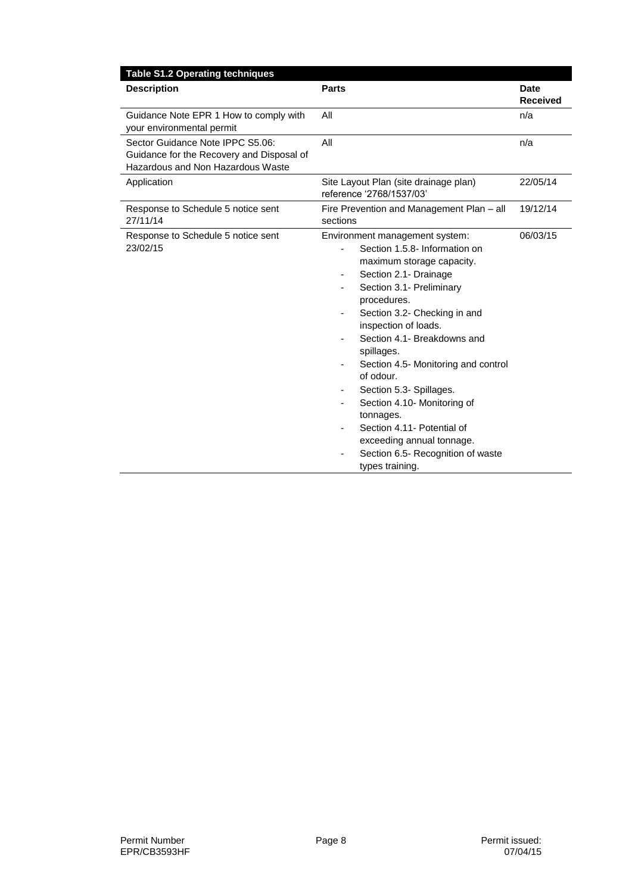| Table S1.2 Operating techniques | | |
|---|---|---|
| **Description** | **Parts** | **Date Received** |
| Guidance Note EPR 1 How to comply with your environmental permit | All | n/a |
| Sector Guidance Note IPPC S5.06: Guidance for the Recovery and Disposal of Hazardous and Non Hazardous Waste | All | n/a |
| Application | Site Layout Plan (site drainage plan) reference '2768/1537/03' | 22/05/14 |
| Response to Schedule 5 notice sent 27/11/14 | Fire Prevention and Management Plan – all sections | 19/12/14 |
| Response to Schedule 5 notice sent 23/02/15 | Environment management system:<br>- Section 1.5.8- Information on maximum storage capacity.<br>- Section 2.1- Drainage<br>- Section 3.1- Preliminary procedures.<br>- Section 3.2- Checking in and inspection of loads.<br>- Section 4.1- Breakdowns and spillages.<br>- Section 4.5- Monitoring and control of odour.<br>- Section 5.3- Spillages.<br>- Section 4.10- Monitoring of tonnages.<br>- Section 4.11- Potential of exceeding annual tonnage.<br>- Section 6.5- Recognition of waste types training. | 06/03/15 |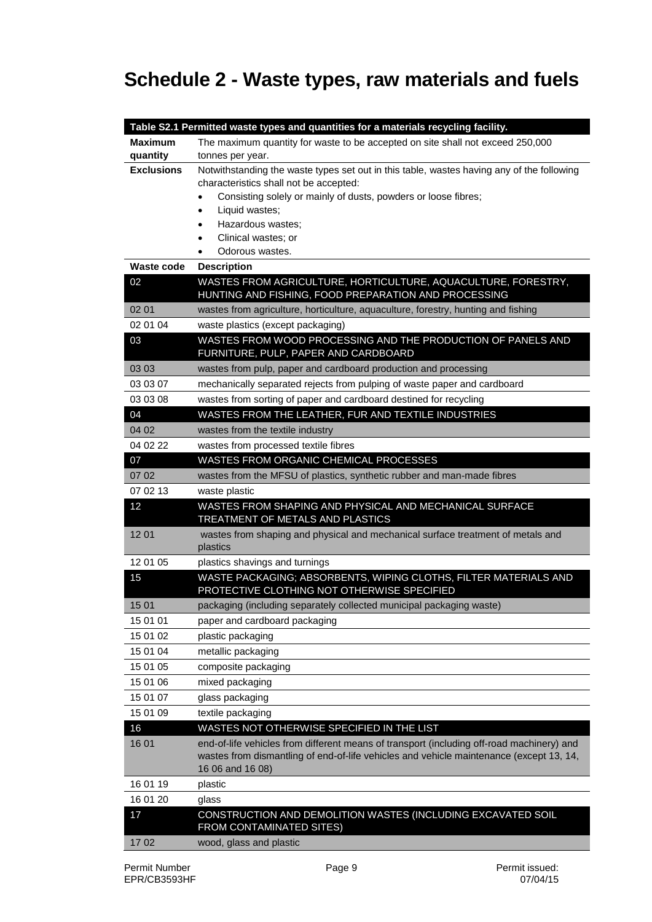# Schedule 2 - Waste types, raw materials and fuels

| Table S2.1 Permitted waste types and quantities for a materials recycling facility. | |
|---|---|
| **Maximum quantity** | The maximum quantity for waste to be accepted on site shall not exceed 250,000 tonnes per year. |
| **Exclusions** | Notwithstanding the waste types set out in this table, wastes having any of the following characteristics shall not be accepted:<br>• Consisting solely or mainly of dusts, powders or loose fibres;<br>• Liquid wastes;<br>• Hazardous wastes;<br>• Clinical wastes; or<br>• Odorous wastes. |
| **Waste code** | **Description** |
| 02 | WASTES FROM AGRICULTURE, HORTICULTURE, AQUACULTURE, FORESTRY, HUNTING AND FISHING, FOOD PREPARATION AND PROCESSING |
| 02 01 | wastes from agriculture, horticulture, aquaculture, forestry, hunting and fishing |
| 02 01 04 | waste plastics (except packaging) |
| 03 | WASTES FROM WOOD PROCESSING AND THE PRODUCTION OF PANELS AND FURNITURE, PULP, PAPER AND CARDBOARD |
| 03 03 | wastes from pulp, paper and cardboard production and processing |
| 03 03 07 | mechanically separated rejects from pulping of waste paper and cardboard |
| 03 03 08 | wastes from sorting of paper and cardboard destined for recycling |
| 04 | WASTES FROM THE LEATHER, FUR AND TEXTILE INDUSTRIES |
| 04 02 | wastes from the textile industry |
| 04 02 22 | wastes from processed textile fibres |
| 07 | WASTES FROM ORGANIC CHEMICAL PROCESSES |
| 07 02 | wastes from the MFSU of plastics, synthetic rubber and man-made fibres |
| 07 02 13 | waste plastic |
| 12 | WASTES FROM SHAPING AND PHYSICAL AND MECHANICAL SURFACE TREATMENT OF METALS AND PLASTICS |
| 12 01 | wastes from shaping and physical and mechanical surface treatment of metals and plastics |
| 12 01 05 | plastics shavings and turnings |
| 15 | WASTE PACKAGING; ABSORBENTS, WIPING CLOTHS, FILTER MATERIALS AND PROTECTIVE CLOTHING NOT OTHERWISE SPECIFIED |
| 15 01 | packaging (including separately collected municipal packaging waste) |
| 15 01 01 | paper and cardboard packaging |
| 15 01 02 | plastic packaging |
| 15 01 04 | metallic packaging |
| 15 01 05 | composite packaging |
| 15 01 06 | mixed packaging |
| 15 01 07 | glass packaging |
| 15 01 09 | textile packaging |
| 16 | WASTES NOT OTHERWISE SPECIFIED IN THE LIST |
| 16 01 | end-of-life vehicles from different means of transport (including off-road machinery) and wastes from dismantling of end-of-life vehicles and vehicle maintenance (except 13, 14, 16 06 and 16 08) |
| 16 01 19 | plastic |
| 16 01 20 | glass |
| 17 | CONSTRUCTION AND DEMOLITION WASTES (INCLUDING EXCAVATED SOIL FROM CONTAMINATED SITES) |
| 17 02 | wood, glass and plastic |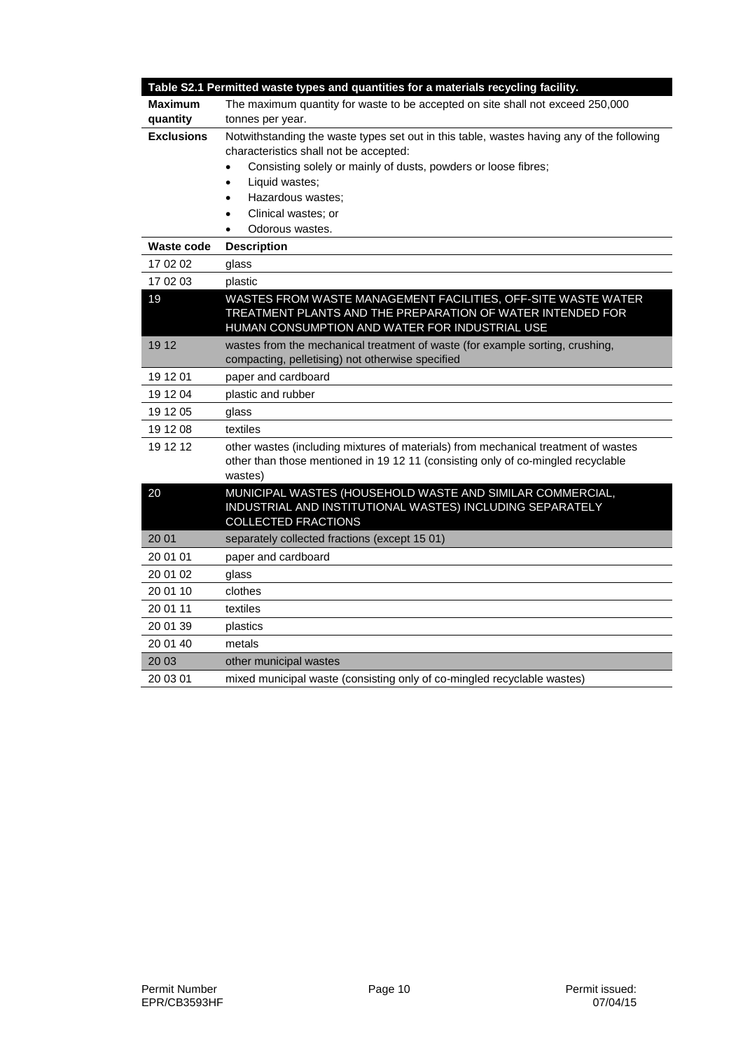| Table S2.1 Permitted waste types and quantities for a materials recycling facility. | |
|---|---|
| **Maximum quantity** | The maximum quantity for waste to be accepted on site shall not exceed 250,000 tonnes per year. |
| **Exclusions** | Notwithstanding the waste types set out in this table, wastes having any of the following characteristics shall not be accepted:<br>• Consisting solely or mainly of dusts, powders or loose fibres;<br>• Liquid wastes;<br>• Hazardous wastes;<br>• Clinical wastes; or<br>• Odorous wastes. |
| **Waste code** | **Description** |
| 17 02 02 | glass |
| 17 02 03 | plastic |
| 19 | WASTES FROM WASTE MANAGEMENT FACILITIES, OFF-SITE WASTE WATER TREATMENT PLANTS AND THE PREPARATION OF WATER INTENDED FOR HUMAN CONSUMPTION AND WATER FOR INDUSTRIAL USE |
| 19 12 | wastes from the mechanical treatment of waste (for example sorting, crushing, compacting, pelletising) not otherwise specified |
| 19 12 01 | paper and cardboard |
| 19 12 04 | plastic and rubber |
| 19 12 05 | glass |
| 19 12 08 | textiles |
| 19 12 12 | other wastes (including mixtures of materials) from mechanical treatment of wastes other than those mentioned in 19 12 11 (consisting only of co-mingled recyclable wastes) |
| 20 | MUNICIPAL WASTES (HOUSEHOLD WASTE AND SIMILAR COMMERCIAL, INDUSTRIAL AND INSTITUTIONAL WASTES) INCLUDING SEPARATELY COLLECTED FRACTIONS |
| 20 01 | separately collected fractions (except 15 01) |
| 20 01 01 | paper and cardboard |
| 20 01 02 | glass |
| 20 01 10 | clothes |
| 20 01 11 | textiles |
| 20 01 39 | plastics |
| 20 01 40 | metals |
| 20 03 | other municipal wastes |
| 20 03 01 | mixed municipal waste (consisting only of co-mingled recyclable wastes) |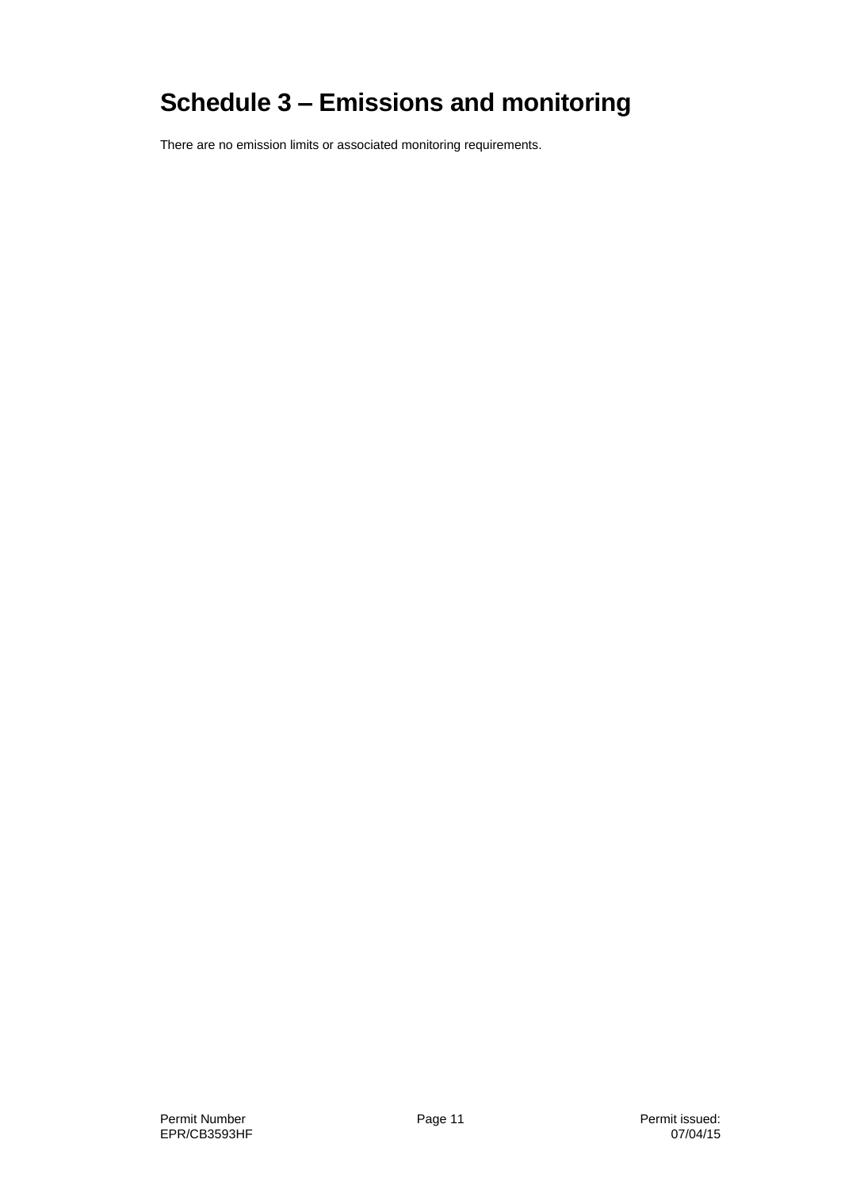# Schedule 3 – Emissions and monitoring

There are no emission limits or associated monitoring requirements.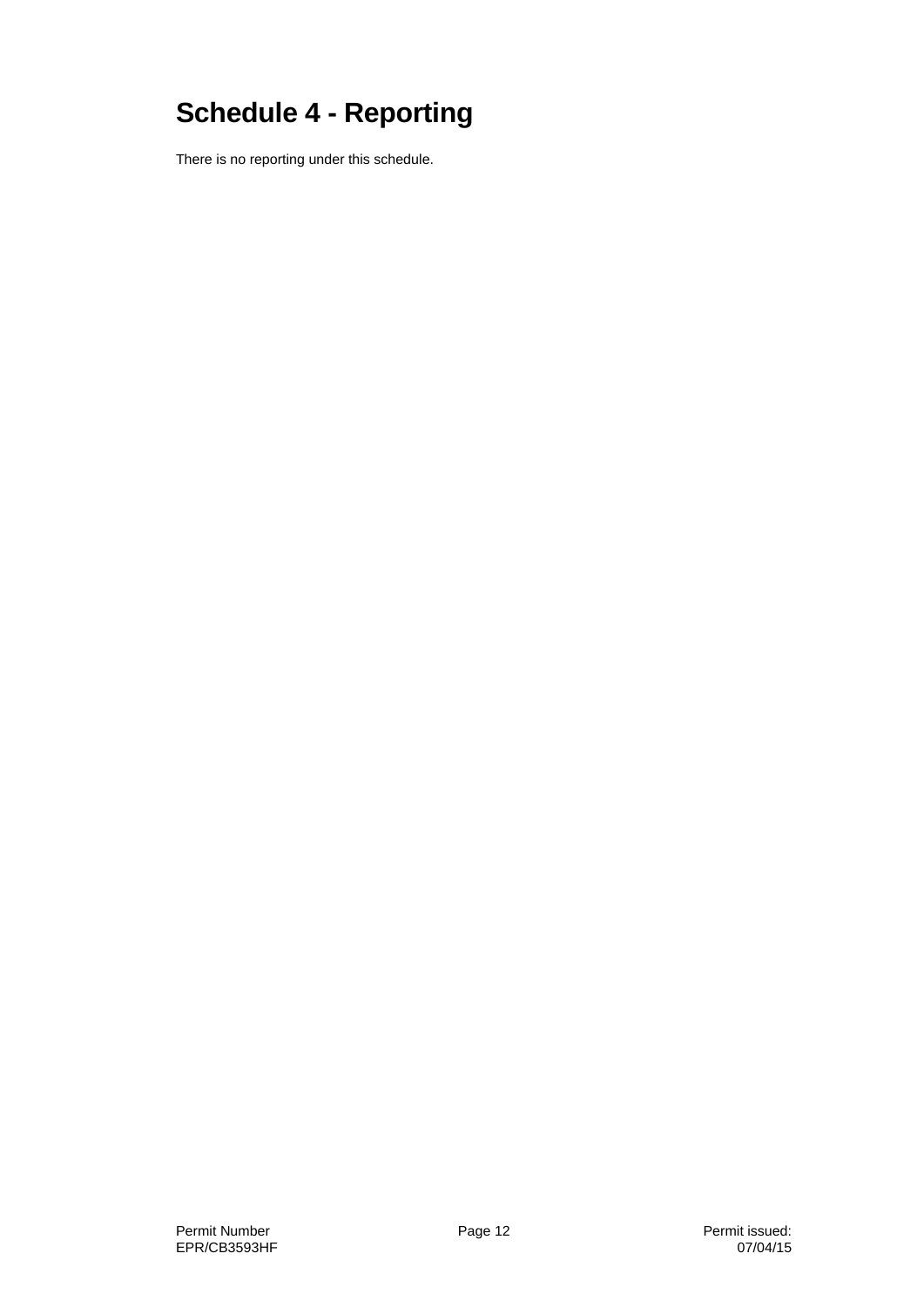# Schedule 4 - Reporting

There is no reporting under this schedule.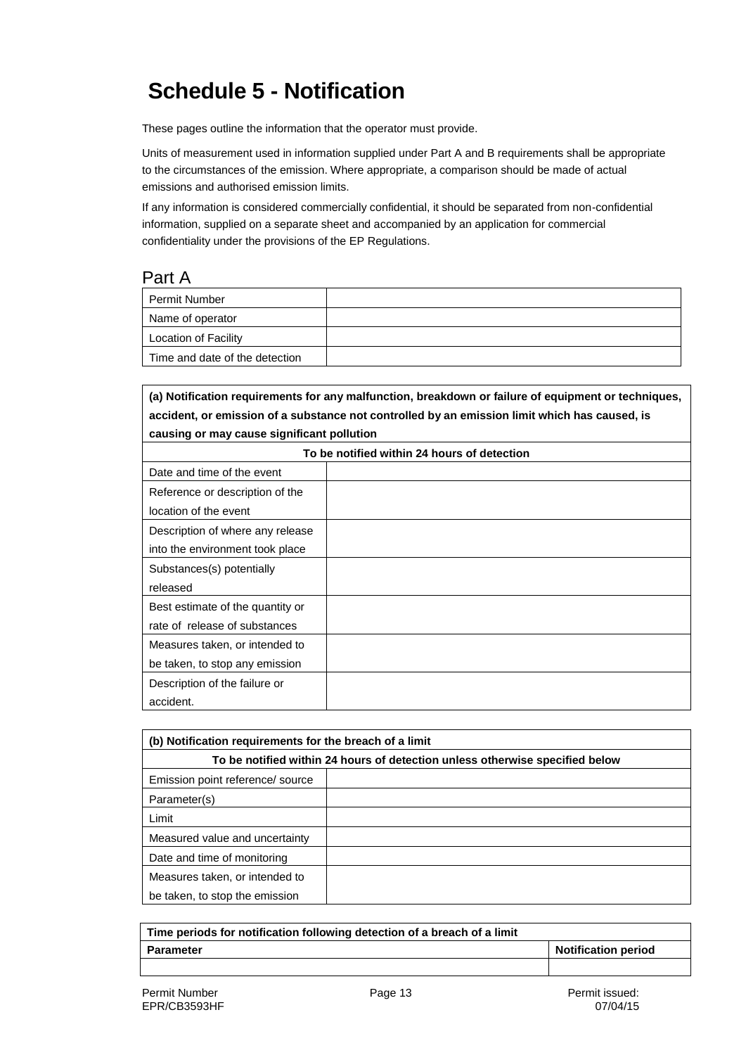# Schedule 5 - Notification

These pages outline the information that the operator must provide.

Units of measurement used in information supplied under Part A and B requirements shall be appropriate to the circumstances of the emission. Where appropriate, a comparison should be made of actual emissions and authorised emission limits.

If any information is considered commercially confidential, it should be separated from non-confidential information, supplied on a separate sheet and accompanied by an application for commercial confidentiality under the provisions of the EP Regulations.

## Part A

| Permit Number | |
|---|---|
| Name of operator | |
| Location of Facility | |
| Time and date of the detection | |

| **(a) Notification requirements for any malfunction, breakdown or failure of equipment or techniques, accident, or emission of a substance not controlled by an emission limit which has caused, is causing or may cause significant pollution** | |
|---|---|
| **To be notified within 24 hours of detection** | |
| Date and time of the event | |
| Reference or description of the location of the event | |
| Description of where any release into the environment took place | |
| Substances(s) potentially released | |
| Best estimate of the quantity or rate of release of substances | |
| Measures taken, or intended to be taken, to stop any emission | |
| Description of the failure or accident. | |

| **(b) Notification requirements for the breach of a limit** | |
|---|---|
| **To be notified within 24 hours of detection unless otherwise specified below** | |
| Emission point reference/ source | |
| Parameter(s) | |
| Limit | |
| Measured value and uncertainty | |
| Date and time of monitoring | |
| Measures taken, or intended to be taken, to stop the emission | |

| **Time periods for notification following detection of a breach of a limit** | |
|---|---|
| **Parameter** | **Notification period** |
| | |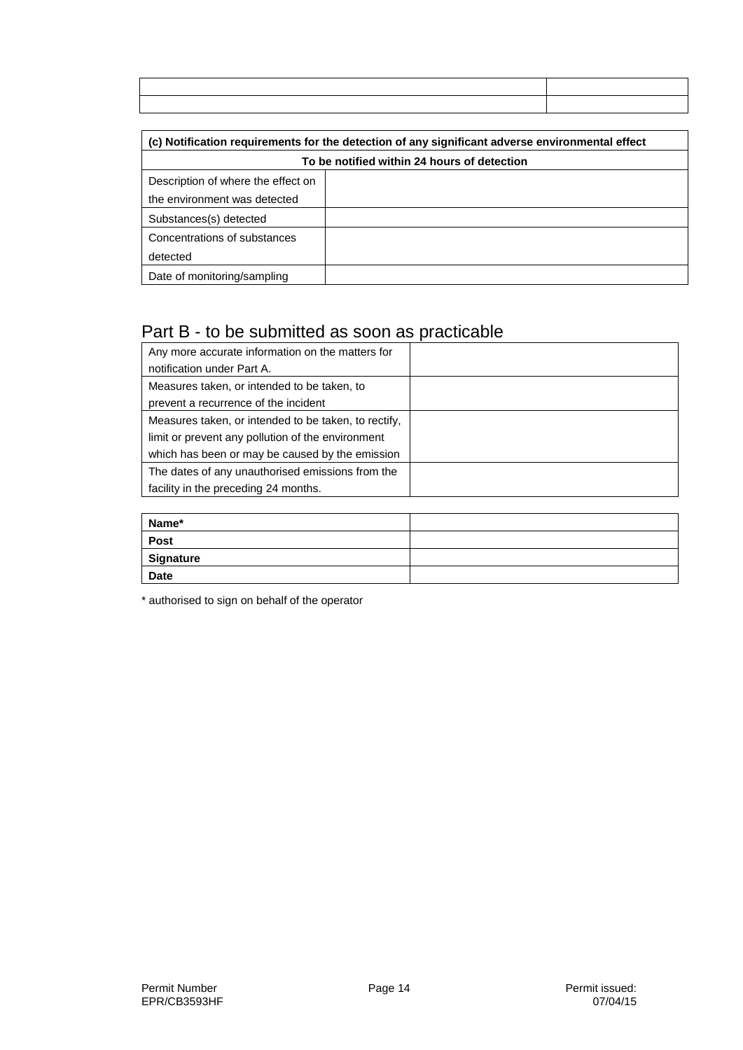| | |
|---|---|
| | |

| (c) Notification requirements for the detection of any significant adverse environmental effect | |
|---|---|
| **To be notified within 24 hours of detection** | |
| Description of where the effect on the environment was detected | |
| Substances(s) detected | |
| Concentrations of substances detected | |
| Date of monitoring/sampling | |

## Part B - to be submitted as soon as practicable

| | |
|---|---|
| Any more accurate information on the matters for notification under Part A. | |
| Measures taken, or intended to be taken, to prevent a recurrence of the incident | |
| Measures taken, or intended to be taken, to rectify, limit or prevent any pollution of the environment which has been or may be caused by the emission | |
| The dates of any unauthorised emissions from the facility in the preceding 24 months. | |

| | |
|---|---|
| **Name*** | |
| **Post** | |
| **Signature** | |
| **Date** | |

* authorised to sign on behalf of the operator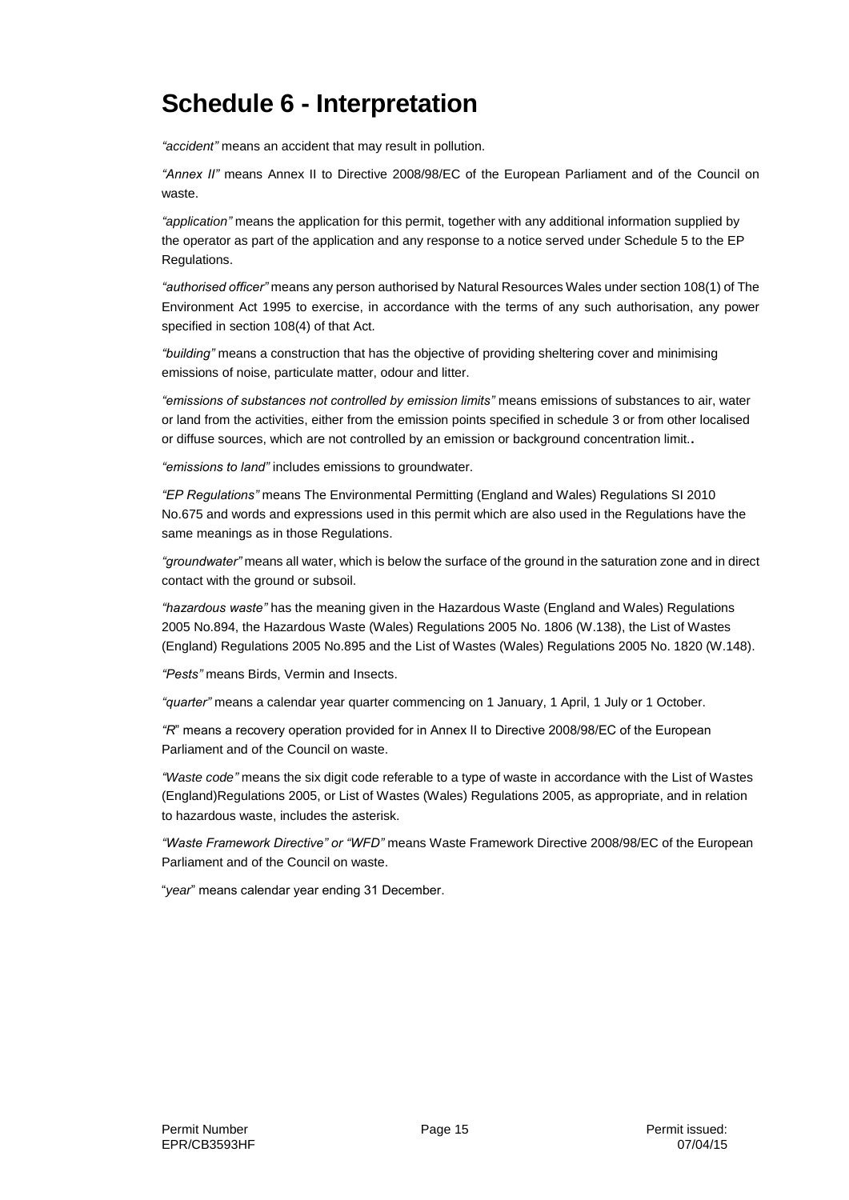# Schedule 6 - Interpretation

*"accident"* means an accident that may result in pollution.

*"Annex II"* means Annex II to Directive 2008/98/EC of the European Parliament and of the Council on waste.

*"application"* means the application for this permit, together with any additional information supplied by the operator as part of the application and any response to a notice served under Schedule 5 to the EP Regulations.

*"authorised officer"* means any person authorised by Natural Resources Wales under section 108(1) of The Environment Act 1995 to exercise, in accordance with the terms of any such authorisation, any power specified in section 108(4) of that Act.

*"building"* means a construction that has the objective of providing sheltering cover and minimising emissions of noise, particulate matter, odour and litter.

*"emissions of substances not controlled by emission limits"* means emissions of substances to air, water or land from the activities, either from the emission points specified in schedule 3 or from other localised or diffuse sources, which are not controlled by an emission or background concentration limit..

*"emissions to land"* includes emissions to groundwater.

*"EP Regulations"* means The Environmental Permitting (England and Wales) Regulations SI 2010 No.675 and words and expressions used in this permit which are also used in the Regulations have the same meanings as in those Regulations.

*"groundwater"* means all water, which is below the surface of the ground in the saturation zone and in direct contact with the ground or subsoil.

*"hazardous waste"* has the meaning given in the Hazardous Waste (England and Wales) Regulations 2005 No.894, the Hazardous Waste (Wales) Regulations 2005 No. 1806 (W.138), the List of Wastes (England) Regulations 2005 No.895 and the List of Wastes (Wales) Regulations 2005 No. 1820 (W.148).

*"Pests"* means Birds, Vermin and Insects.

*"quarter"* means a calendar year quarter commencing on 1 January, 1 April, 1 July or 1 October.

*"R*" means a recovery operation provided for in Annex II to Directive 2008/98/EC of the European Parliament and of the Council on waste.

*"Waste code"* means the six digit code referable to a type of waste in accordance with the List of Wastes (England)Regulations 2005, or List of Wastes (Wales) Regulations 2005, as appropriate, and in relation to hazardous waste, includes the asterisk.

*"Waste Framework Directive" or "WFD"* means Waste Framework Directive 2008/98/EC of the European Parliament and of the Council on waste.

"*year*" means calendar year ending 31 December.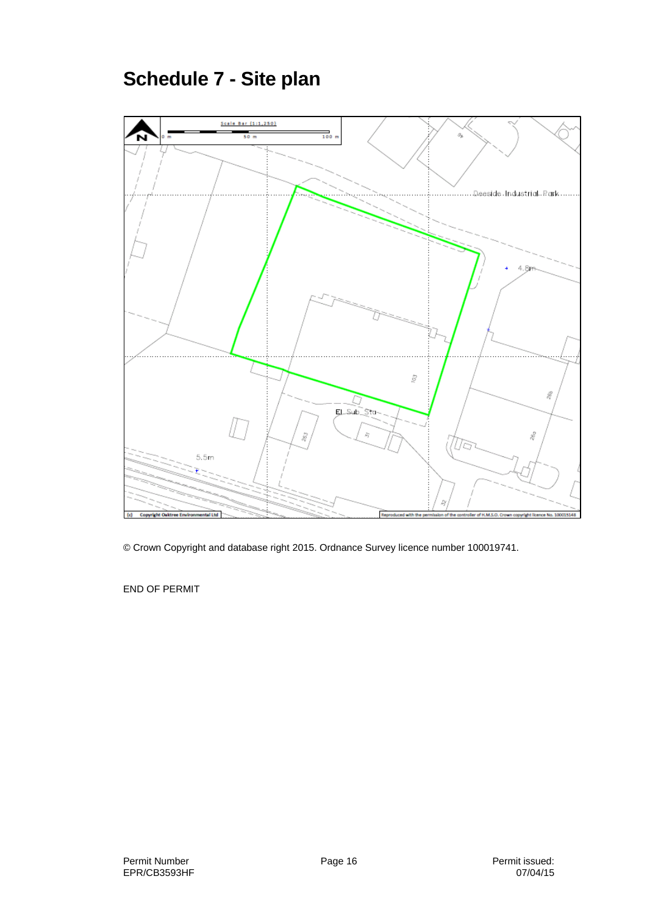# Schedule 7 - Site plan

Scale Bar (1:1,250)

0 m 50 m 100 m

N

Deeside Industrial Park

4.8m

5.5m

El Sub Sta

(c) Copyright Oaktree Environmental Ltd

Reproduced with the permission of the controller of H.M.S.O. Crown copyright licence No. 100015148

© Crown Copyright and database right 2015. Ordnance Survey licence number 100019741.

END OF PERMIT